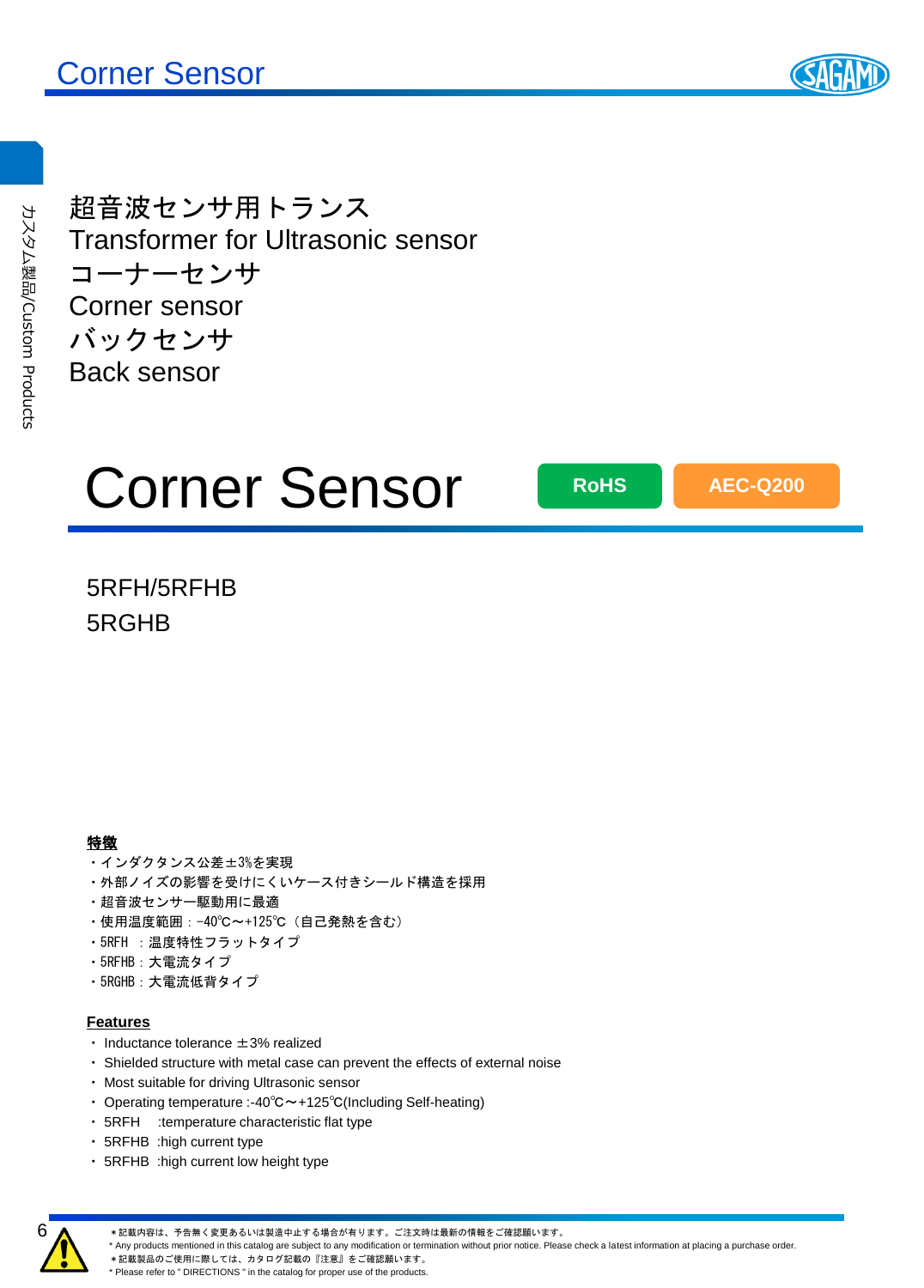カスタム製品/Custom Products

超音波センサ用トランス
Transformer for Ultrasonic sensor
コーナーセンサ
Corner sensor
バックセンサ
Back sensor

# Corner Sensor

RoHS　AEC-Q200

5RFH/5RFHB
5RGHB

**特徴**

・インダクタンス公差±3%を実現
・外部ノイズの影響を受けにくいケース付きシールド構造を採用
・超音波センサー駆動用に最適
・使用温度範囲：-40℃～+125℃（自己発熱を含む）
・5RFH　：温度特性フラットタイプ
・5RFHB：大電流タイプ
・5RGHB：大電流低背タイプ

**Features**

・ Inductance tolerance ±3% realized
・ Shielded structure with metal case can prevent the effects of external noise
・ Most suitable for driving Ultrasonic sensor
・ Operating temperature :-40℃～+125℃(Including Self-heating)
・ 5RFH　:temperature characteristic flat type
・ 5RFHB :high current type
・ 5RFHB :high current low height type

＊記載内容は、予告無く変更あるいは製造中止する場合が有ります。ご注文時は最新の情報をご確認願います。
* Any products mentioned in this catalog are subject to any modification or termination without prior notice. Please check a latest information at placing a purchase order.
＊記載製品のご使用に際しては、カタログ記載の『注意』をご確認願います。
* Please refer to " DIRECTIONS " in the catalog for proper use of the products.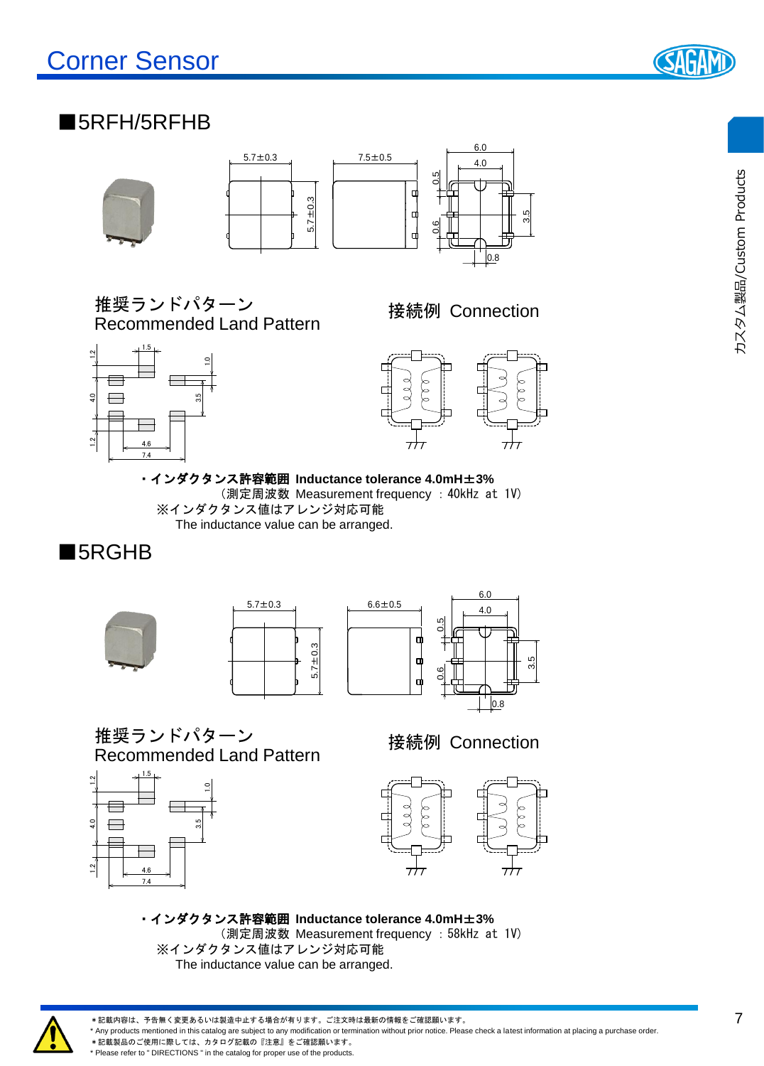# Corner Sensor

## ■5RFH/5RFHB

推奨ランドパターン
Recommended Land Pattern

接続例 Connection

・インダクタンス許容範囲 **Inductance tolerance 4.0mH±3%**
（測定周波数 Measurement frequency ：40kHz at 1V）
※インダクタンス値はアレンジ対応可能
The inductance value can be arranged.

## ■5RGHB

推奨ランドパターン
Recommended Land Pattern

接続例 Connection

・インダクタンス許容範囲 **Inductance tolerance 4.0mH±3%**
（測定周波数 Measurement frequency ：58kHz at 1V）
※インダクタンス値はアレンジ対応可能
The inductance value can be arranged.

＊記載内容は、予告無く変更あるいは製造中止する場合が有ります。ご注文時は最新の情報をご確認願います。
* Any products mentioned in this catalog are subject to any modification or termination without prior notice. Please check a latest information at placing a purchase order.
＊記載製品のご使用に際しては、カタログ記載の『注意』をご確認願います。
* Please refer to " DIRECTIONS " in the catalog for proper use of the products.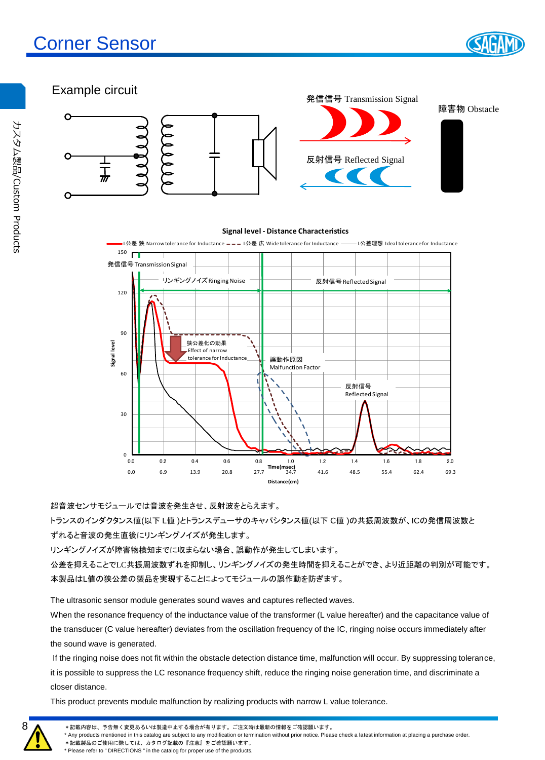# Corner Sensor

## Example circuit

発信信号 Transmission Signal

障害物 Obstacle

反射信号 Reflected Signal

**Signal level - Distance Characteristics**

超音波センサモジュールでは音波を発生させ、反射波をとらえます。
トランスのインダクタンス値(以下 L値 )とトランスデューサのキャパシタンス値(以下 C値 )の共振周波数が、ICの発信周波数とずれると音波の発生直後にリンギングノイズが発生します。
リンギングノイズが障害物検知までに収まらない場合、誤動作が発生してしまいます。
公差を抑えることでLC共振周波数ずれを抑制し、リンギングノイズの発生時間を抑えることができ、より近距離の判別が可能です。
本製品はL値の狭公差の製品を実現することによってモジュールの誤作動を防ぎます。

The ultrasonic sensor module generates sound waves and captures reflected waves.
When the resonance frequency of the inductance value of the transformer (L value hereafter) and the capacitance value of the transducer (C value hereafter) deviates from the oscillation frequency of the IC, ringing noise occurs immediately after the sound wave is generated.
If the ringing noise does not fit within the obstacle detection distance time, malfunction will occur. By suppressing tolerance, it is possible to suppress the LC resonance frequency shift, reduce the ringing noise generation time, and discriminate a closer distance.
This product prevents module malfunction by realizing products with narrow L value tolerance.

＊記載内容は、予告無く変更あるいは製造中止する場合が有ります。ご注文時は最新の情報をご確認願います。
* Any products mentioned in this catalog are subject to any modification or termination without prior notice. Please check a latest information at placing a purchase order.
＊記載製品のご使用に際しては、カタログ記載の『注意』をご確認願います。
* Please refer to " DIRECTIONS " in the catalog for proper use of the products.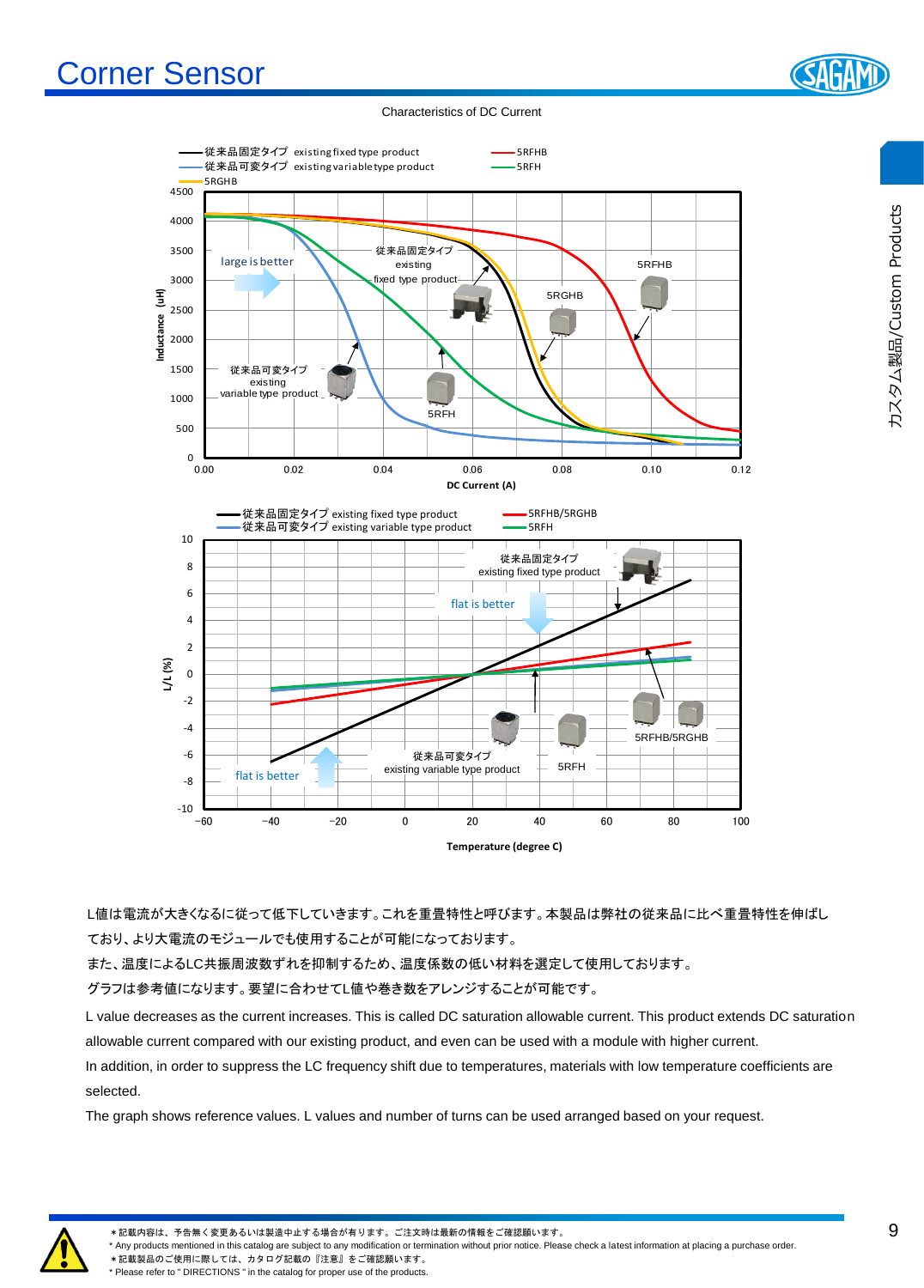# Corner Sensor

Characteristics of DC Current

L値は電流が大きくなるに従って低下していきます。これを重畳特性と呼びます。本製品は弊社の従来品に比べ重畳特性を伸ばしており、より大電流のモジュールでも使用することが可能になっております。

また、温度によるLC共振周波数ずれを抑制するため、温度係数の低い材料を選定して使用しております。

グラフは参考値になります。要望に合わせてL値や巻き数をアレンジすることが可能です。

L value decreases as the current increases. This is called DC saturation allowable current. This product extends DC saturation allowable current compared with our existing product, and even can be used with a module with higher current.

In addition, in order to suppress the LC frequency shift due to temperatures, materials with low temperature coefficients are selected.

The graph shows reference values. L values and number of turns can be used arranged based on your request.

＊記載内容は、予告無く変更あるいは製造中止する場合が有ります。ご注文時は最新の情報をご確認願います。
* Any products mentioned in this catalog are subject to any modification or termination without prior notice. Please check a latest information at placing a purchase order.
＊記載製品のご使用に際しては、カタログ記載の『注意』をご確認願います。
* Please refer to " DIRECTIONS " in the catalog for proper use of the products.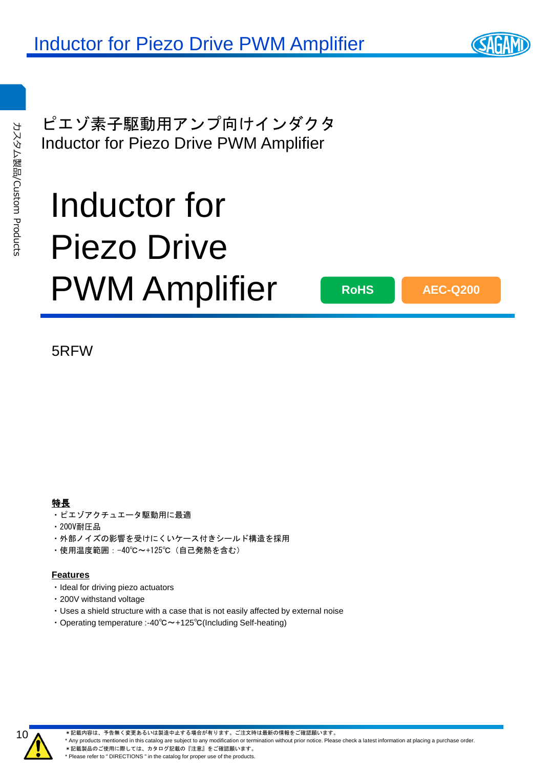# ピエゾ素子駆動用アンプ向けインダクタ
## Inductor for Piezo Drive PWM Amplifier

# Inductor for Piezo Drive PWM Amplifier

RoHS　AEC-Q200

5RFW

**特長**

- ・ピエゾアクチュエータ駆動用に最適
- ・200V耐圧品
- ・外部ノイズの影響を受けにくいケース付きシールド構造を採用
- ・使用温度範囲：-40℃～+125℃（自己発熱を含む）

**Features**

- ・Ideal for driving piezo actuators
- ・200V withstand voltage
- ・Uses a shield structure with a case that is not easily affected by external noise
- ・Operating temperature :-40℃～+125℃(Including Self-heating)

＊記載内容は、予告無く変更あるいは製造中止する場合が有ります。ご注文時は最新の情報をご確認願います。
* Any products mentioned in this catalog are subject to any modification or termination without prior notice. Please check a latest information at placing a purchase order.
＊記載製品のご使用に際しては、カタログ記載の『注意』をご確認願います。
* Please refer to " DIRECTIONS " in the catalog for proper use of the products.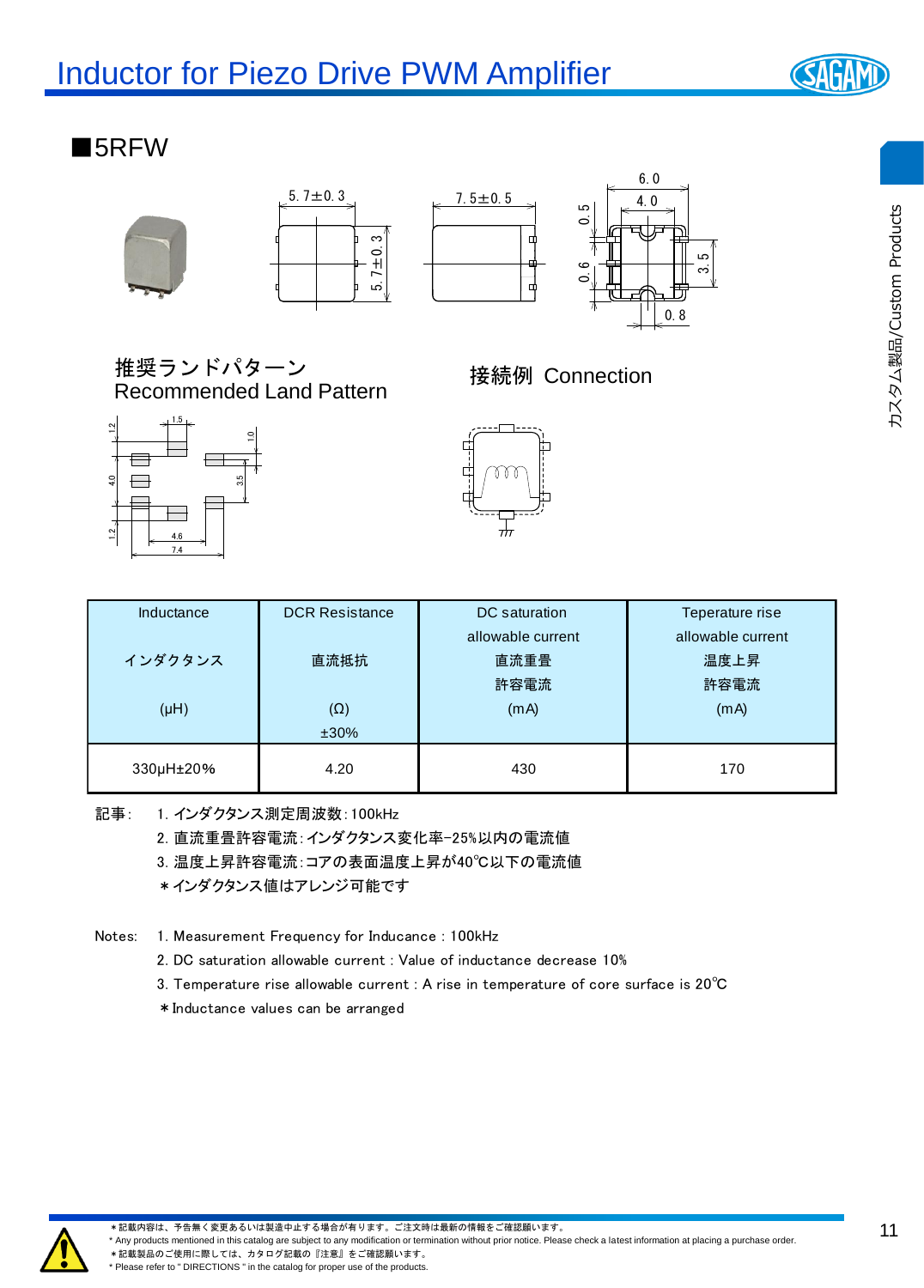# Inductor for Piezo Drive PWM Amplifier

## ■5RFW

5. 7±0. 3

7. 5±0. 5

6. 0

4. 0

0. 5

0. 6

3. 5

0. 8

5. 7±0. 3

推奨ランドパターン
Recommended Land Pattern

1.5
1.2
4.0
1.2
1.0
3.5
4.6
7.4

接続例 Connection

| Inductance<br>インダクタンス<br>(μH) | DCR Resistance<br>直流抵抗<br>(Ω)<br>±30% | DC saturation allowable current<br>直流重畳許容電流<br>(mA) | Teperature rise allowable current<br>温度上昇許容電流<br>(mA) |
|---|---|---|---|
| 330μH±20% | 4.20 | 430 | 170 |

記事： 1. インダクタンス測定周波数：100kHz
2. 直流重畳許容電流：インダクタンス変化率-25%以内の電流値
3. 温度上昇許容電流：コアの表面温度上昇が40℃以下の電流値
＊インダクタンス値はアレンジ可能です

Notes: 1. Measurement Frequency for Inducance : 100kHz
2. DC saturation allowable current : Value of inductance decrease 10%
3. Temperature rise allowable current : A rise in temperature of core surface is 20℃
＊Inductance values can be arranged

＊記載内容は、予告無く変更あるいは製造中止する場合が有ります。ご注文時は最新の情報をご確認願います。
* Any products mentioned in this catalog are subject to any modification or termination without prior notice. Please check a latest information at placing a purchase order.
＊記載製品のご使用に際しては、カタログ記載の『注意』をご確認願います。
* Please refer to " DIRECTIONS " in the catalog for proper use of the products.